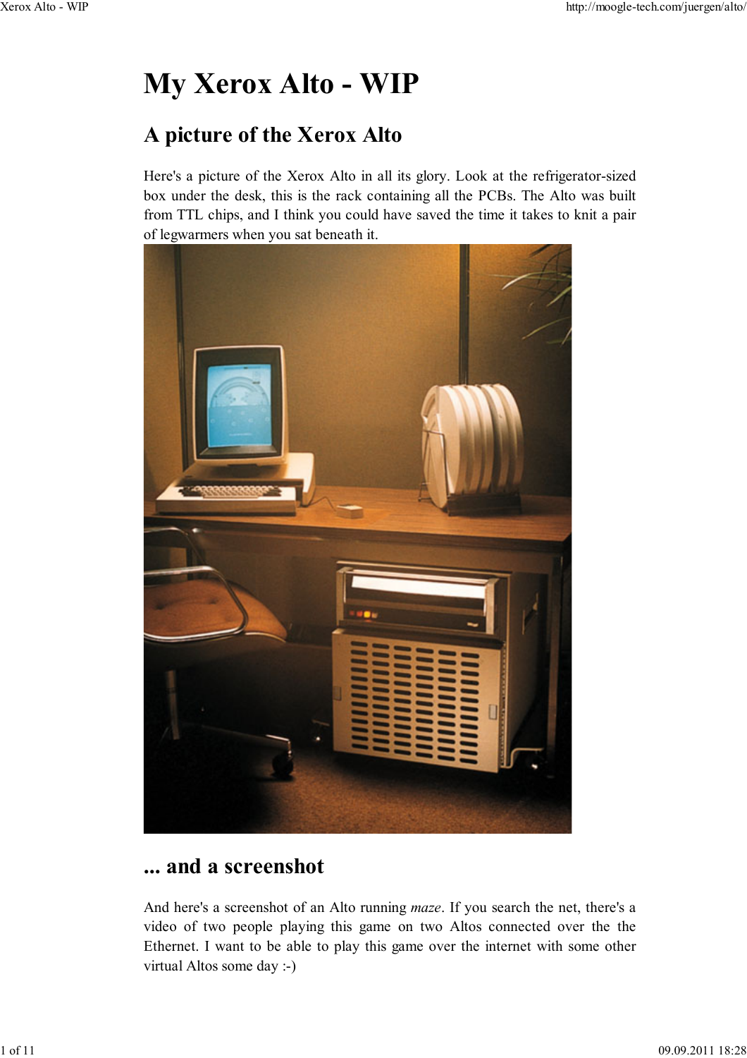# My Xerox Alto - WIP

## A picture of the Xerox Alto

Here's a picture of the Xerox Alto in all its glory. Look at the refrigerator-sized box under the desk, this is the rack containing all the PCBs. The Alto was built from TTL chips, and I think you could have saved the time it takes to knit a pair of legwarmers when you sat beneath it.

## ... and a screenshot

And here's a screenshot of an Alto running *maze*. If you search the net, there's a video of two people playing this game on two Altos connected over the the Ethernet. I want to be able to play this game over the internet with some other virtual Altos some day :-)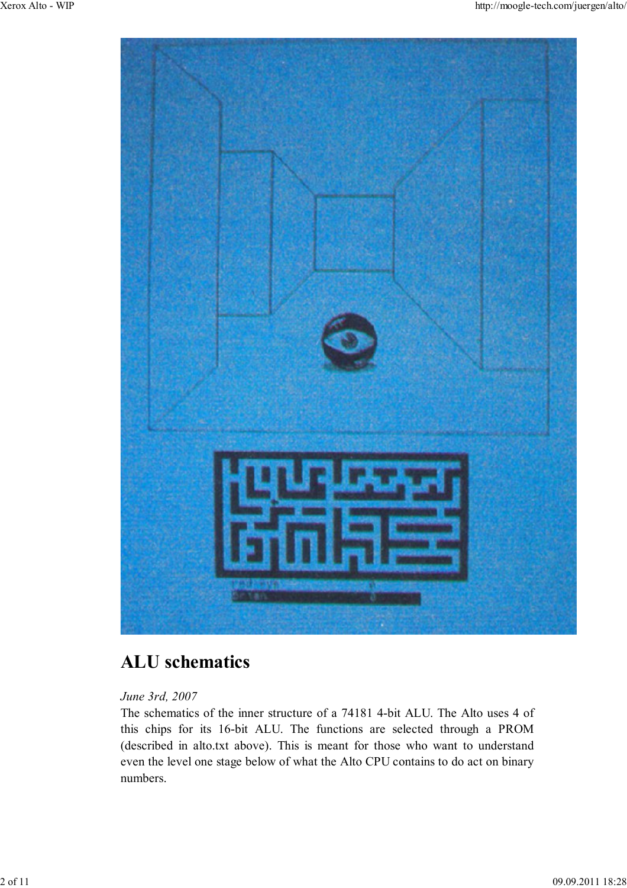## ALU schematics

*June 3rd, 2007*

The schematics of the inner structure of a 74181 4-bit ALU. The Alto uses 4 of this chips for its 16-bit ALU. The functions are selected through a PROM (described in alto.txt above). This is meant for those who want to understand even the level one stage below of what the Alto CPU contains to do act on binary numbers.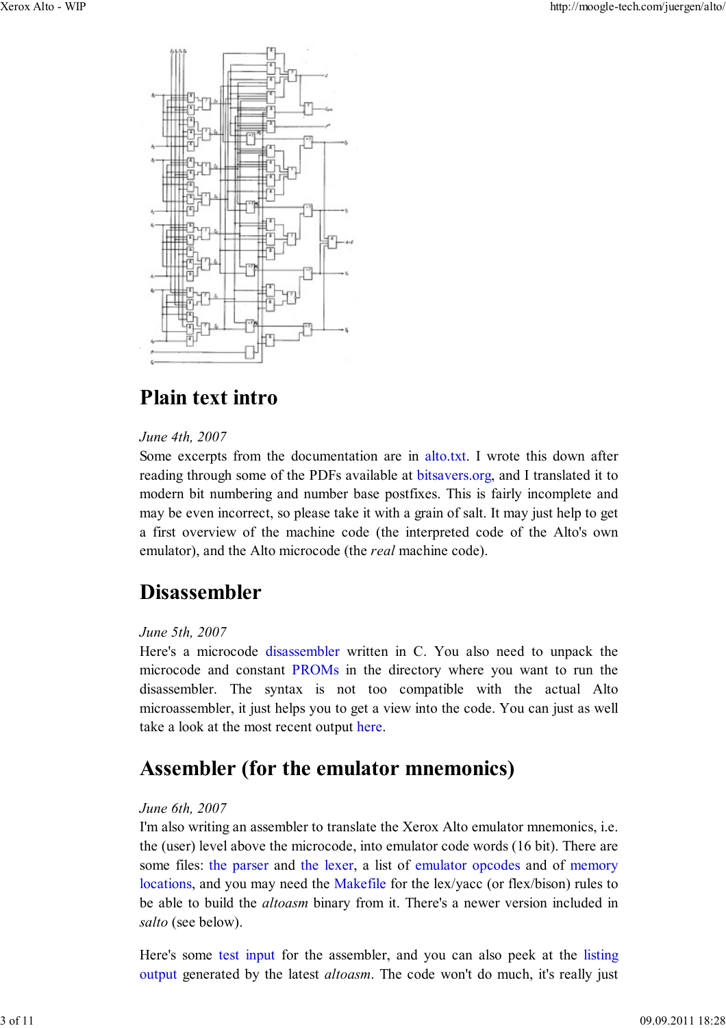## Plain text intro

*June 4th, 2007*
Some excerpts from the documentation are in alto.txt. I wrote this down after reading through some of the PDFs available at bitsavers.org, and I translated it to modern bit numbering and number base postfixes. This is fairly incomplete and may be even incorrect, so please take it with a grain of salt. It may just help to get a first overview of the machine code (the interpreted code of the Alto's own emulator), and the Alto microcode (the *real* machine code).

## Disassembler

*June 5th, 2007*
Here's a microcode disassembler written in C. You also need to unpack the microcode and constant PROMs in the directory where you want to run the disassembler. The syntax is not too compatible with the actual Alto microassembler, it just helps you to get a view into the code. You can just as well take a look at the most recent output here.

## Assembler (for the emulator mnemonics)

*June 6th, 2007*
I'm also writing an assembler to translate the Xerox Alto emulator mnemonics, i.e. the (user) level above the microcode, into emulator code words (16 bit). There are some files: the parser and the lexer, a list of emulator opcodes and of memory locations, and you may need the Makefile for the lex/yacc (or flex/bison) rules to be able to build the *altoasm* binary from it. There's a newer version included in *salto* (see below).

Here's some test input for the assembler, and you can also peek at the listing output generated by the latest *altoasm*. The code won't do much, it's really just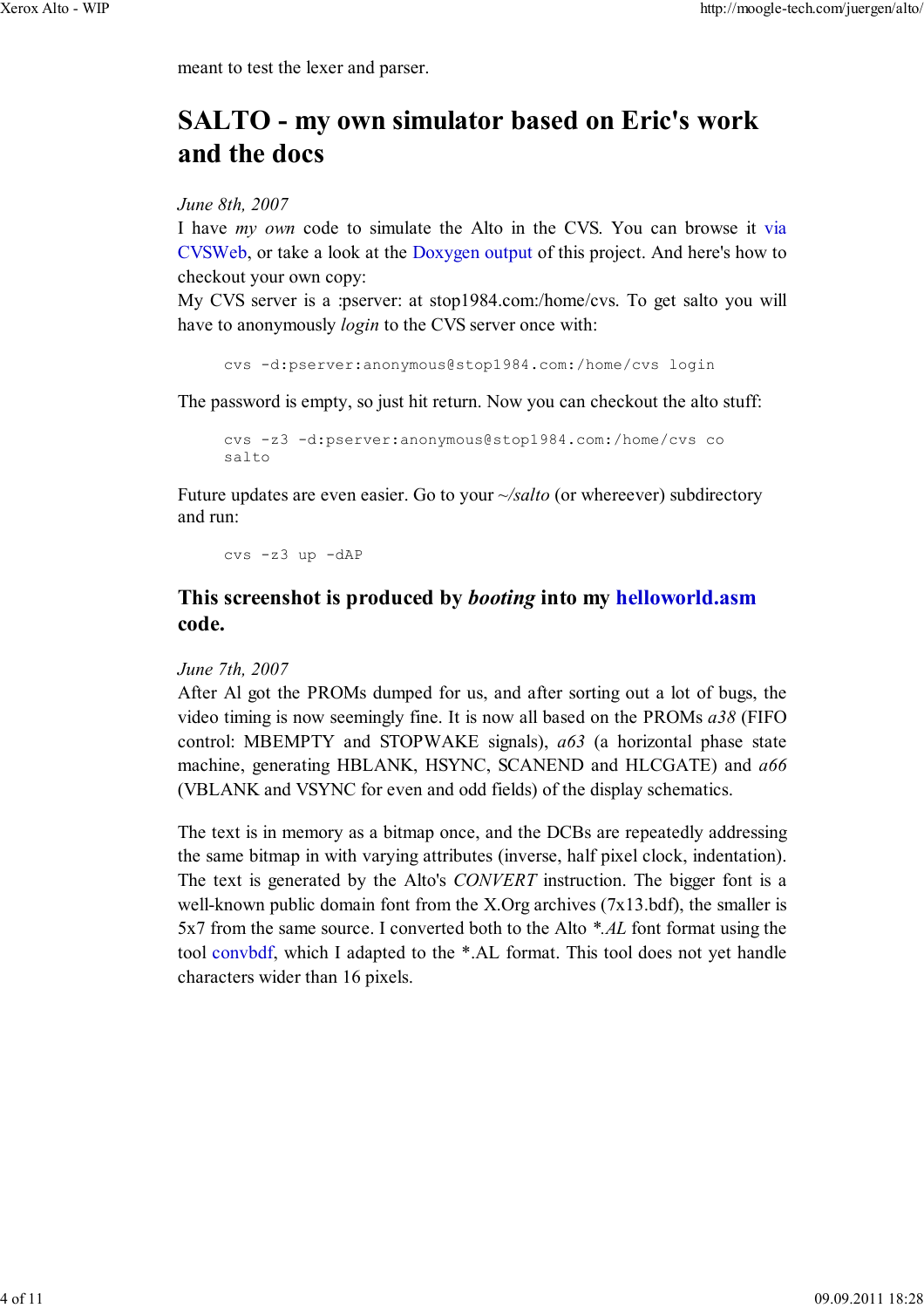meant to test the lexer and parser.

## SALTO - my own simulator based on Eric's work and the docs

*June 8th, 2007*

I have *my own* code to simulate the Alto in the CVS. You can browse it via CVSWeb, or take a look at the Doxygen output of this project. And here's how to checkout your own copy:

My CVS server is a :pserver: at stop1984.com:/home/cvs. To get salto you will have to anonymously *login* to the CVS server once with:

```
cvs -d:pserver:anonymous@stop1984.com:/home/cvs login
```

The password is empty, so just hit return. Now you can checkout the alto stuff:

```
cvs -z3 -d:pserver:anonymous@stop1984.com:/home/cvs co
salto
```

Future updates are even easier. Go to your *~/salto* (or whereever) subdirectory and run:

```
cvs -z3 up -dAP
```

### This screenshot is produced by *booting* into my helloworld.asm code.

*June 7th, 2007*

After Al got the PROMs dumped for us, and after sorting out a lot of bugs, the video timing is now seemingly fine. It is now all based on the PROMs *a38* (FIFO control: MBEMPTY and STOPWAKE signals), *a63* (a horizontal phase state machine, generating HBLANK, HSYNC, SCANEND and HLCGATE) and *a66* (VBLANK and VSYNC for even and odd fields) of the display schematics.

The text is in memory as a bitmap once, and the DCBs are repeatedly addressing the same bitmap in with varying attributes (inverse, half pixel clock, indentation). The text is generated by the Alto's *CONVERT* instruction. The bigger font is a well-known public domain font from the X.Org archives (7x13.bdf), the smaller is 5x7 from the same source. I converted both to the Alto *\*.AL* font format using the tool convbdf, which I adapted to the \*.AL format. This tool does not yet handle characters wider than 16 pixels.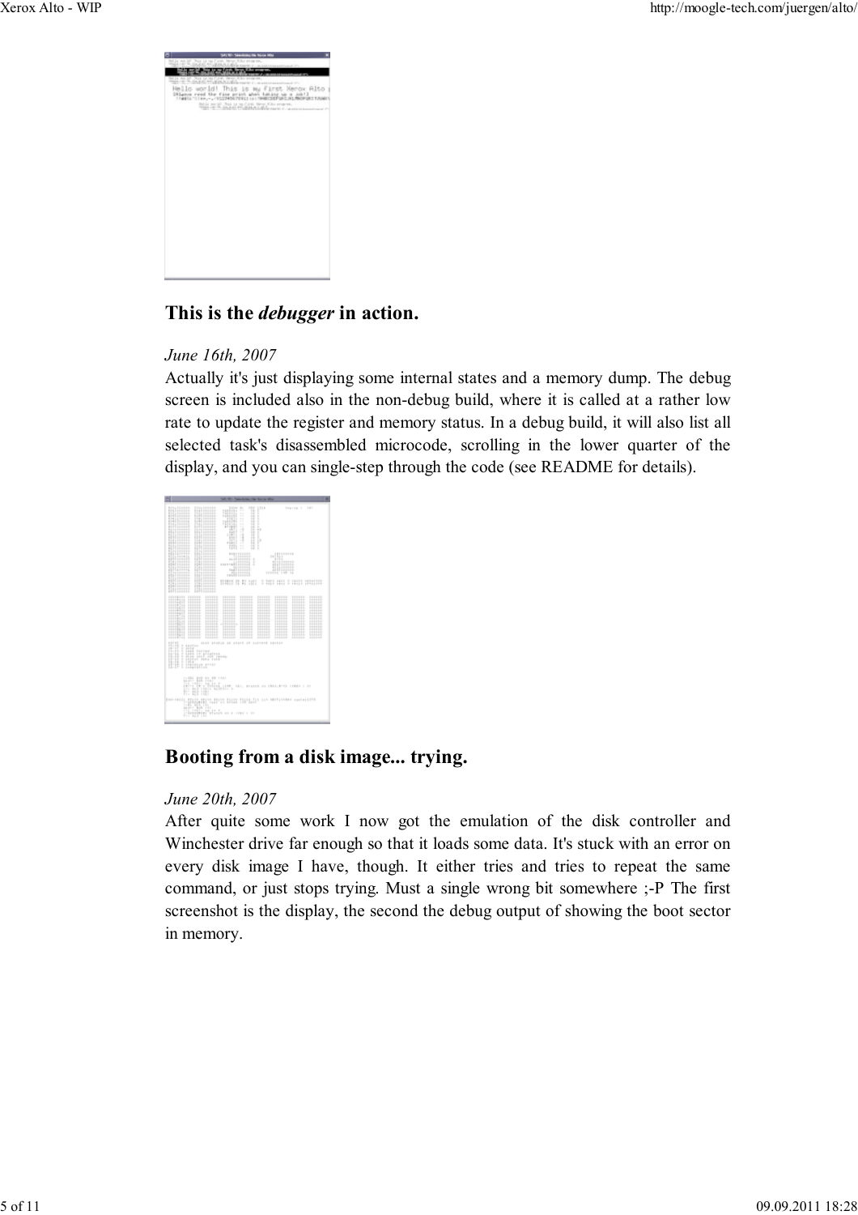## This is the *debugger* in action.

*June 16th, 2007*

Actually it's just displaying some internal states and a memory dump. The debug screen is included also in the non-debug build, where it is called at a rather low rate to update the register and memory status. In a debug build, it will also list all selected task's disassembled microcode, scrolling in the lower quarter of the display, and you can single-step through the code (see README for details).

## Booting from a disk image... trying.

*June 20th, 2007*

After quite some work I now got the emulation of the disk controller and Winchester drive far enough so that it loads some data. It's stuck with an error on every disk image I have, though. It either tries and tries to repeat the same command, or just stops trying. Must a single wrong bit somewhere ;-P The first screenshot is the display, the second the debug output of showing the boot sector in memory.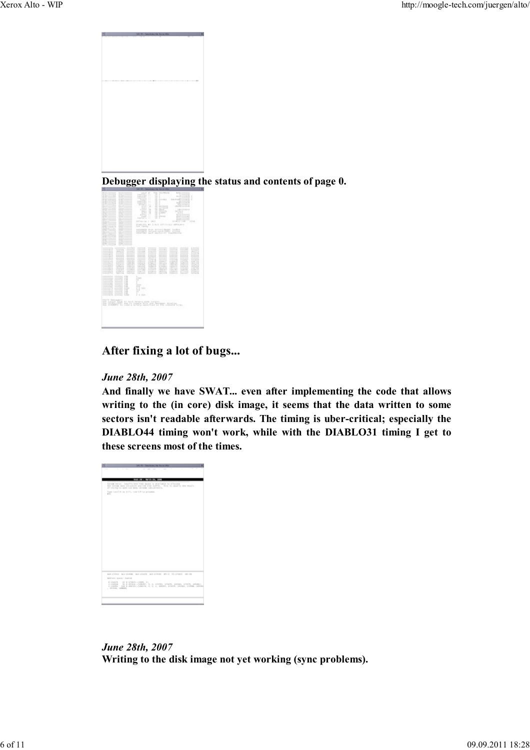**Debugger displaying the status and contents of page 0.**

## After fixing a lot of bugs...

***June 28th, 2007***

**And finally we have SWAT... even after implementing the code that allows writing to the (in core) disk image, it seems that the data written to some sectors isn't readable afterwards. The timing is uber-critical; especially the DIABLO44 timing won't work, while with the DIABLO31 timing I get to these screens most of the times.**

***June 28th, 2007***

**Writing to the disk image not yet working (sync problems).**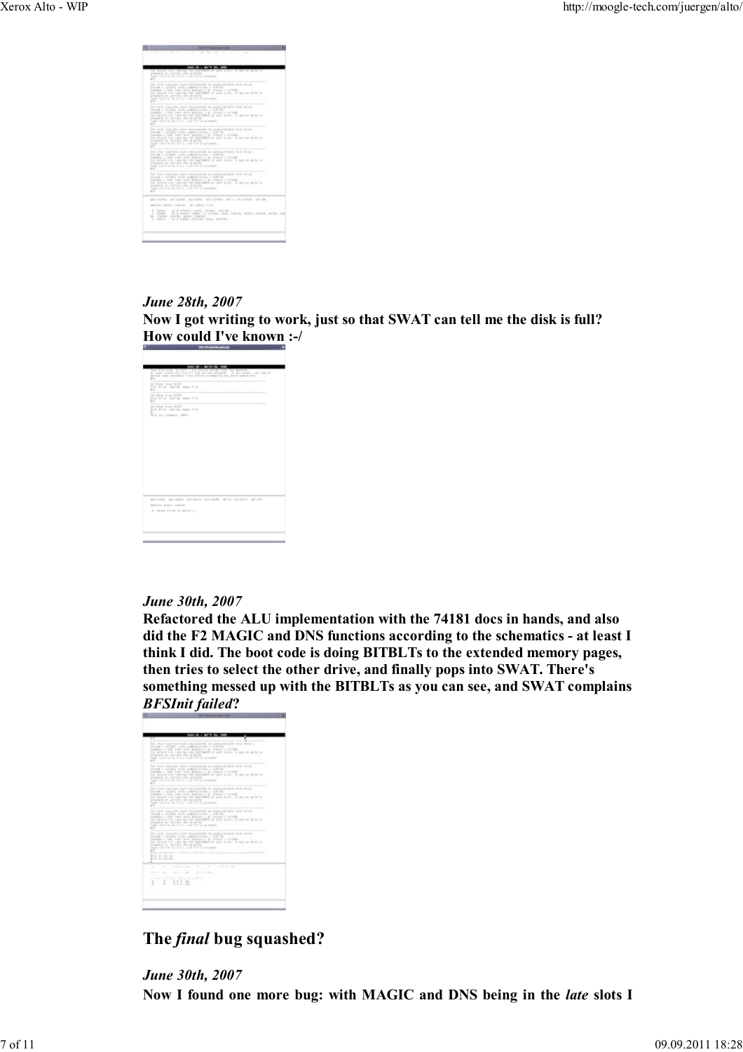*June 28th, 2007*
**Now I got writing to work, just so that SWAT can tell me the disk is full? How could I've known :-/**

*June 30th, 2007*
**Refactored the ALU implementation with the 74181 docs in hands, and also did the F2 MAGIC and DNS functions according to the schematics - at least I think I did. The boot code is doing BITBLTs to the extended memory pages, then tries to select the other drive, and finally pops into SWAT. There's something messed up with the BITBLTs as you can see, and SWAT complains *BFSInit failed*?**

## The *final* bug squashed?

*June 30th, 2007*
**Now I found one more bug: with MAGIC and DNS being in the *late* slots I**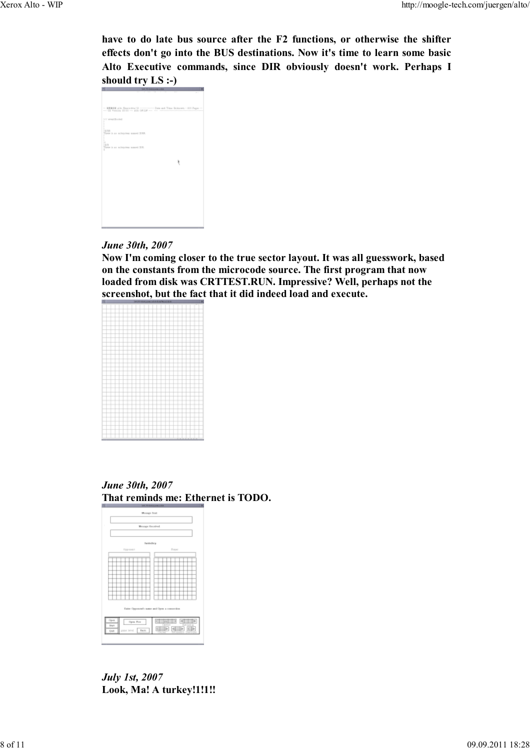have to do late bus source after the F2 functions, or otherwise the shifter effects don't go into the BUS destinations. Now it's time to learn some basic Alto Executive commands, since DIR obviously doesn't work. Perhaps I should try LS :-)

*June 30th, 2007*

Now I'm coming closer to the true sector layout. It was all guesswork, based on the constants from the microcode source. The first program that now loaded from disk was CRTTEST.RUN. Impressive? Well, perhaps not the screenshot, but the fact that it did indeed load and execute.

*June 30th, 2007*

That reminds me: Ethernet is TODO.

*July 1st, 2007*

Look, Ma! A turkey!1!1!!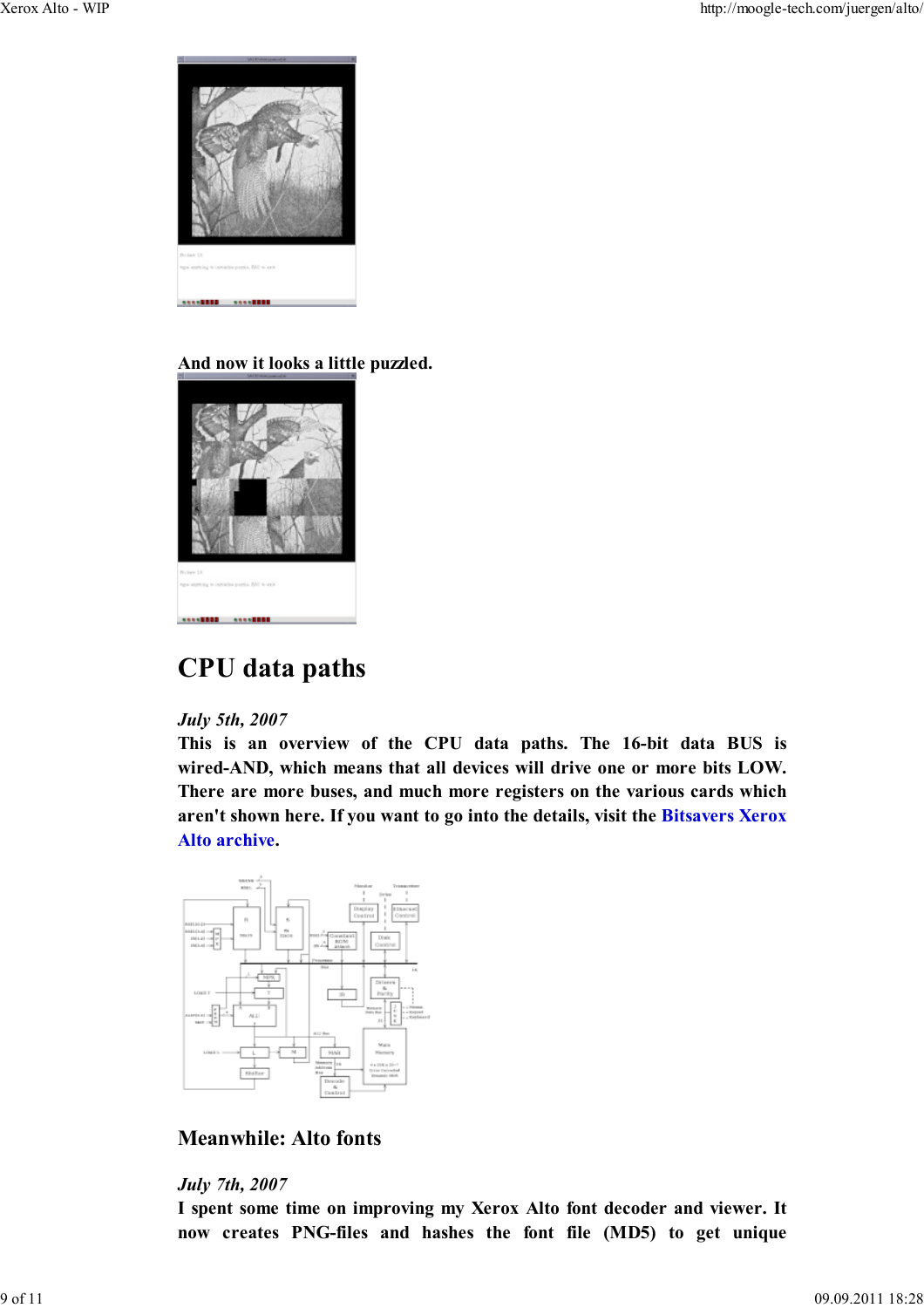**And now it looks a little puzzled.**

# CPU data paths

***July 5th, 2007***

**This is an overview of the CPU data paths. The 16-bit data BUS is wired-AND, which means that all devices will drive one or more bits LOW. There are more buses, and much more registers on the various cards which aren't shown here. If you want to go into the details, visit the Bitsavers Xerox Alto archive.**

## Meanwhile: Alto fonts

***July 7th, 2007***

**I spent some time on improving my Xerox Alto font decoder and viewer. It now creates PNG-files and hashes the font file (MD5) to get unique**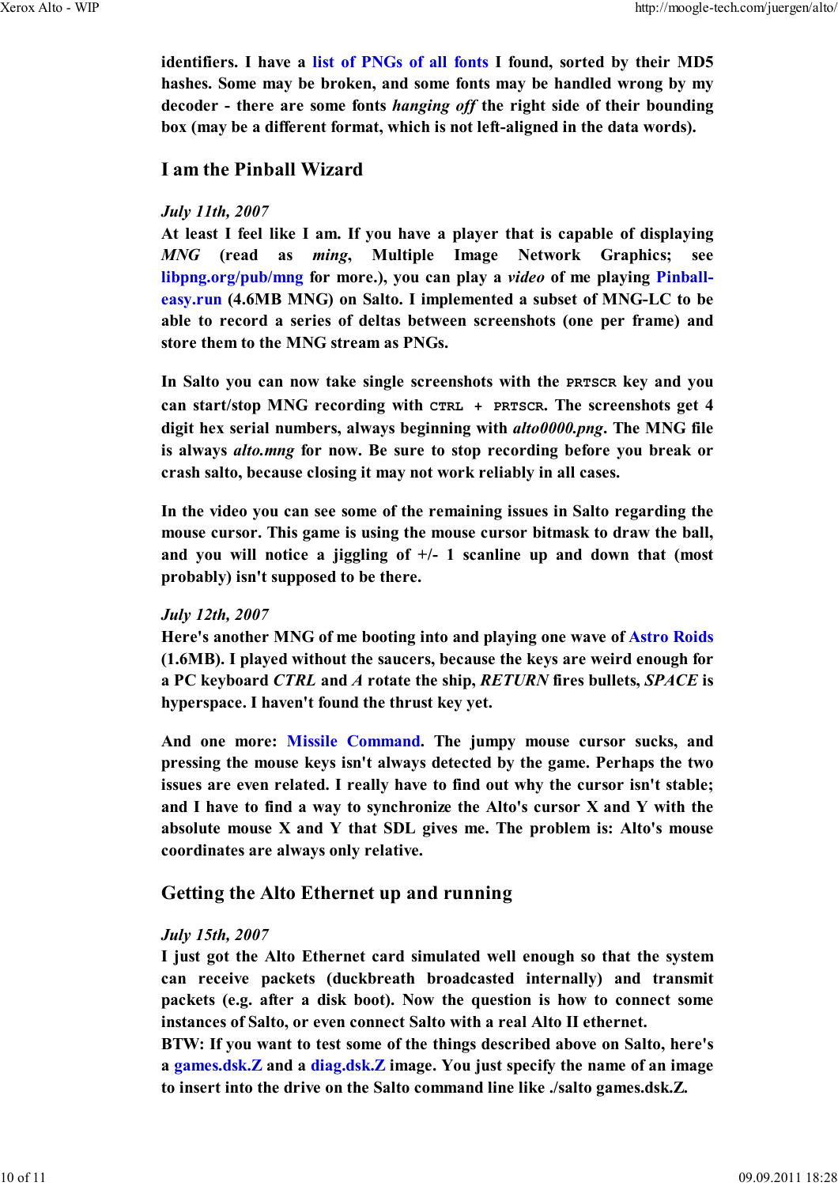identifiers. I have a list of PNGs of all fonts I found, sorted by their MD5 hashes. Some may be broken, and some fonts may be handled wrong by my decoder - there are some fonts *hanging off* the right side of their bounding box (may be a different format, which is not left-aligned in the data words).

## I am the Pinball Wizard

*July 11th, 2007*
At least I feel like I am. If you have a player that is capable of displaying *MNG* (read as *ming*, Multiple Image Network Graphics; see libpng.org/pub/mng for more.), you can play a *video* of me playing Pinball-easy.run (4.6MB MNG) on Salto. I implemented a subset of MNG-LC to be able to record a series of deltas between screenshots (one per frame) and store them to the MNG stream as PNGs.

In Salto you can now take single screenshots with the `PRTSCR` key and you can start/stop MNG recording with `CTRL + PRTSCR`. The screenshots get 4 digit hex serial numbers, always beginning with *alto0000.png*. The MNG file is always *alto.mng* for now. Be sure to stop recording before you break or crash salto, because closing it may not work reliably in all cases.

In the video you can see some of the remaining issues in Salto regarding the mouse cursor. This game is using the mouse cursor bitmask to draw the ball, and you will notice a jiggling of +/- 1 scanline up and down that (most probably) isn't supposed to be there.

*July 12th, 2007*
Here's another MNG of me booting into and playing one wave of Astro Roids (1.6MB). I played without the saucers, because the keys are weird enough for a PC keyboard *CTRL* and *A* rotate the ship, *RETURN* fires bullets, *SPACE* is hyperspace. I haven't found the thrust key yet.

And one more: Missile Command. The jumpy mouse cursor sucks, and pressing the mouse keys isn't always detected by the game. Perhaps the two issues are even related. I really have to find out why the cursor isn't stable; and I have to find a way to synchronize the Alto's cursor X and Y with the absolute mouse X and Y that SDL gives me. The problem is: Alto's mouse coordinates are always only relative.

## Getting the Alto Ethernet up and running

*July 15th, 2007*
I just got the Alto Ethernet card simulated well enough so that the system can receive packets (duckbreath broadcasted internally) and transmit packets (e.g. after a disk boot). Now the question is how to connect some instances of Salto, or even connect Salto with a real Alto II ethernet.
BTW: If you want to test some of the things described above on Salto, here's a games.dsk.Z and a diag.dsk.Z image. You just specify the name of an image to insert into the drive on the Salto command line like ./salto games.dsk.Z.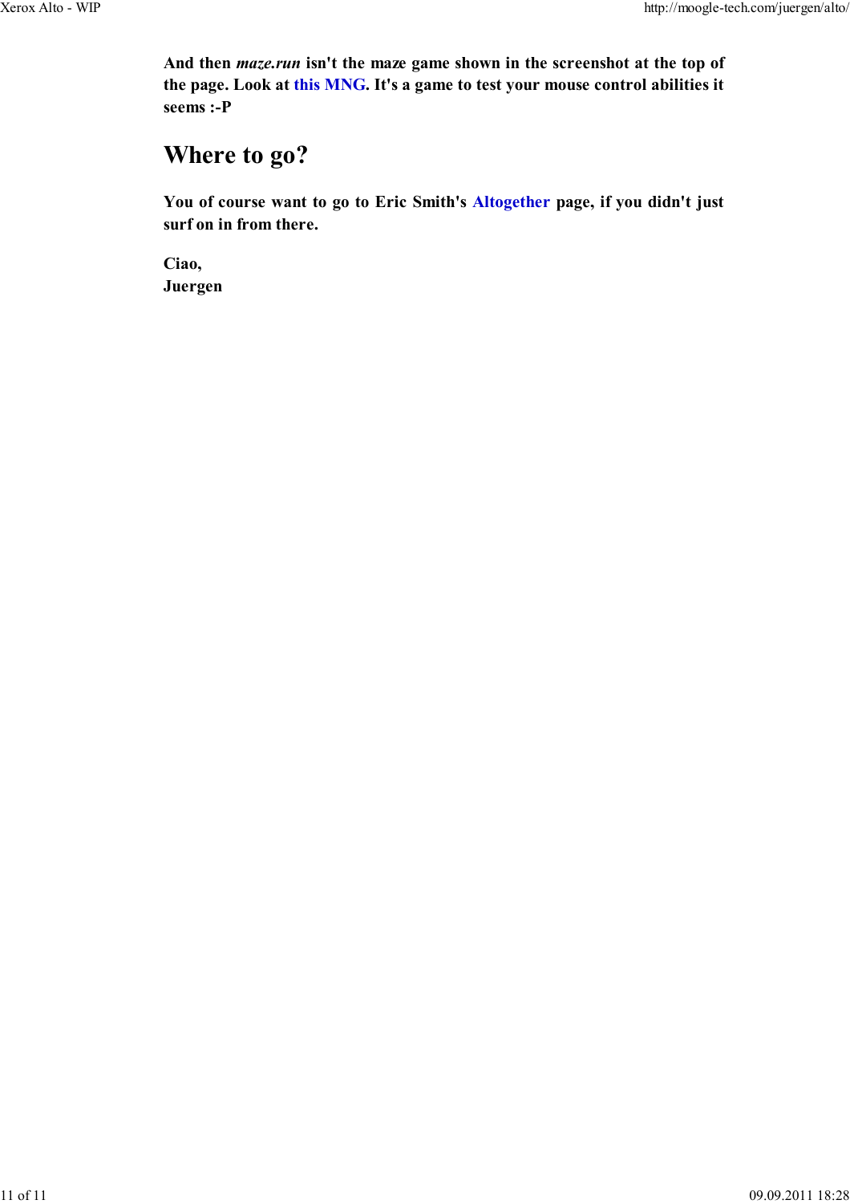**And then *maze.run* isn't the maze game shown in the screenshot at the top of the page. Look at this MNG. It's a game to test your mouse control abilities it seems :-P**

# Where to go?

**You of course want to go to Eric Smith's Altogether page, if you didn't just surf on in from there.**

**Ciao,**
**Juergen**